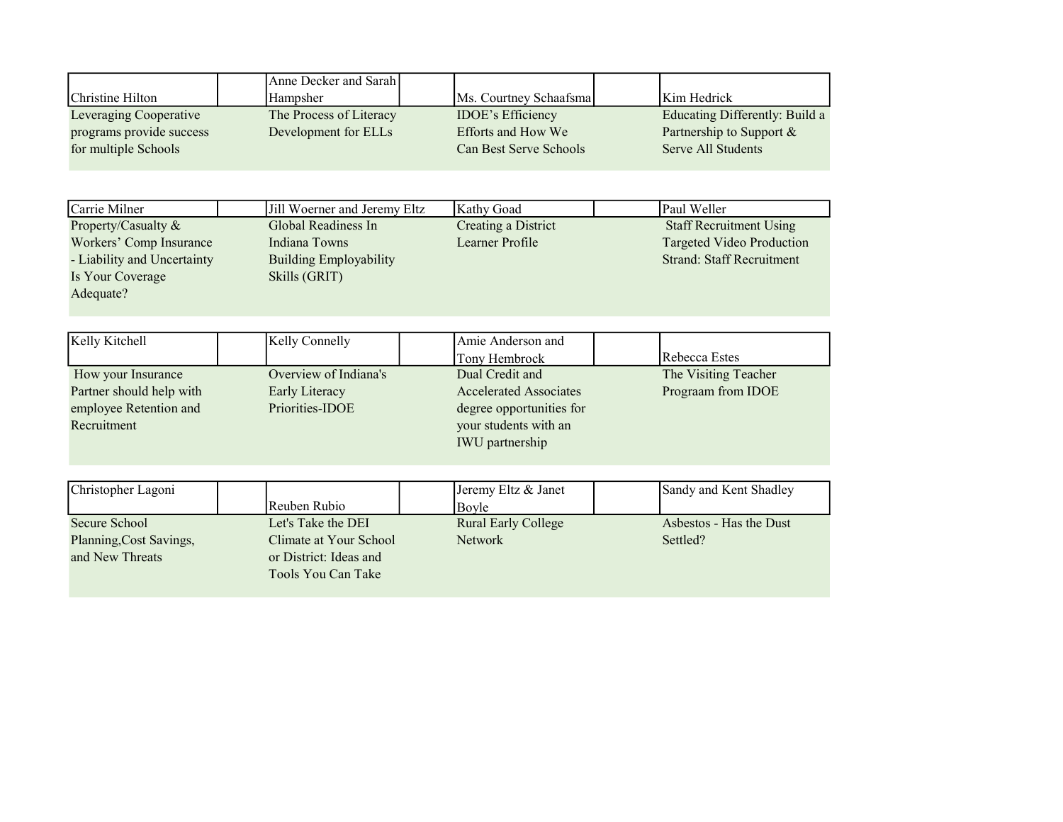| Christine Hilton | | Anne Decker and Sarah Hampsher | | Ms. Courtney Schaafsma | | Kim Hedrick |
|---|---|---|---|---|---|---|
| Leveraging Cooperative programs provide success for multiple Schools | | The Process of Literacy Development for ELLs | | IDOE's Efficiency Efforts and How We Can Best Serve Schools | | Educating Differently: Build a Partnership to Support & Serve All Students |

| Carrie Milner | | Jill Woerner and Jeremy Eltz | | Kathy Goad | | Paul Weller |
|---|---|---|---|---|---|---|
| Property/Casualty & Workers' Comp Insurance - Liability and Uncertainty Is Your Coverage Adequate? | | Global Readiness In Indiana Towns Building Employability Skills (GRIT) | | Creating a District Learner Profile | | Staff Recruitment Using Targeted Video Production Strand: Staff Recruitment |

| Kelly Kitchell | | Kelly Connelly | | Amie Anderson and Tony Hembrock | | Rebecca Estes |
|---|---|---|---|---|---|---|
| How your Insurance Partner should help with employee Retention and Recruitment | | Overview of Indiana's Early Literacy Priorities-IDOE | | Dual Credit and Accelerated Associates degree opportunities for your students with an IWU partnership | | The Visiting Teacher Prograam from IDOE |

| Christopher Lagoni | | Reuben Rubio | | Jeremy Eltz & Janet Boyle | | Sandy and Kent Shadley |
|---|---|---|---|---|---|---|
| Secure School Planning,Cost Savings, and New Threats | | Let's Take the DEI Climate at Your School or District: Ideas and Tools You Can Take | | Rural Early College Network | | Asbestos - Has the Dust Settled? |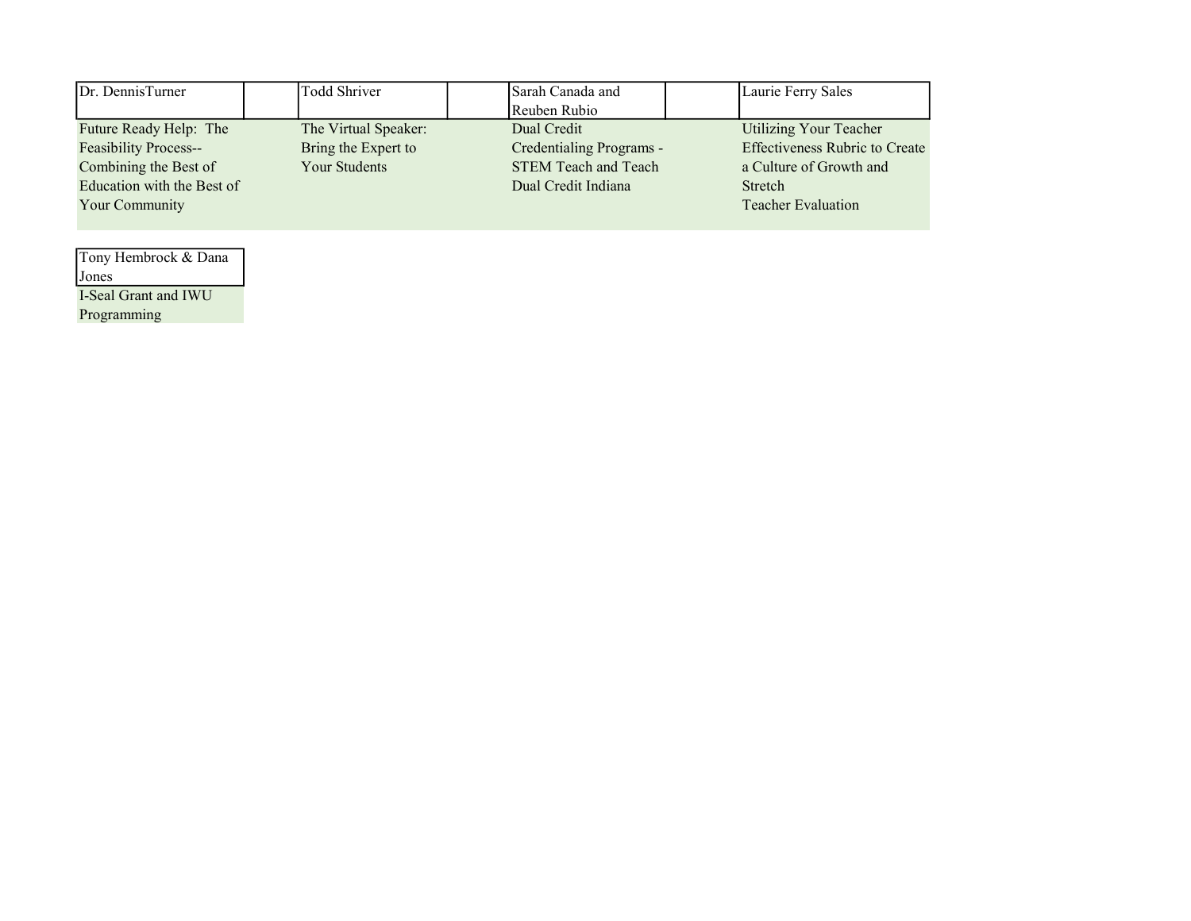| Dr. DennisTurner | | Todd Shriver | | Sarah Canada and Reuben Rubio | | Laurie Ferry Sales |
|---|---|---|---|---|---|---|
| Future Ready Help: The Feasibility Process--Combining the Best of Education with the Best of Your Community | | The Virtual Speaker: Bring the Expert to Your Students | | Dual Credit Credentialing Programs - STEM Teach and Teach Dual Credit Indiana | | Utilizing Your Teacher Effectiveness Rubric to Create a Culture of Growth and Stretch Teacher Evaluation |

| Tony Hembrock & Dana Jones |
|---|
| I-Seal Grant and IWU Programming |